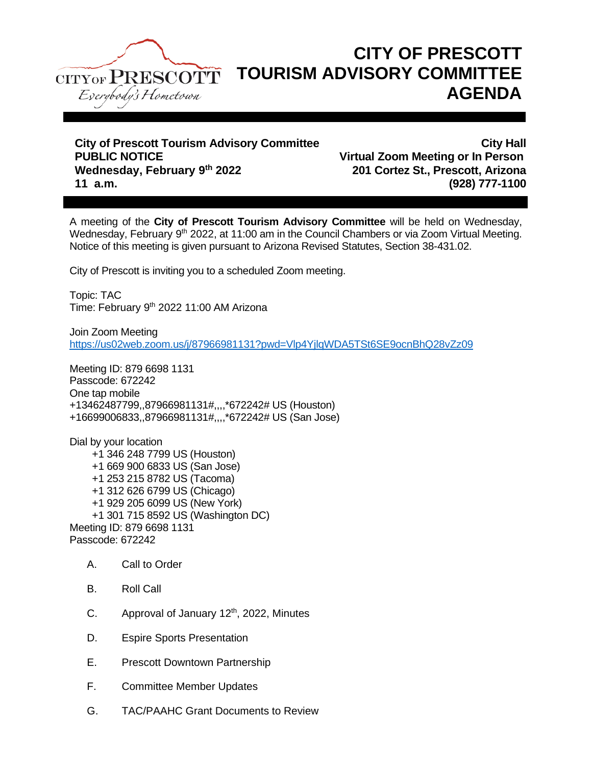CITY OF PRESCOTT
Everybody's Hometown

# CITY OF PRESCOTT TOURISM ADVISORY COMMITTEE AGENDA

**City of Prescott Tourism Advisory Committee**
**PUBLIC NOTICE**
**Wednesday, February 9th 2022**
**11 a.m.**

**City Hall**
**Virtual Zoom Meeting or In Person**
**201 Cortez St., Prescott, Arizona**
**(928) 777-1100**

A meeting of the **City of Prescott Tourism Advisory Committee** will be held on Wednesday, Wednesday, February 9th 2022, at 11:00 am in the Council Chambers or via Zoom Virtual Meeting. Notice of this meeting is given pursuant to Arizona Revised Statutes, Section 38-431.02.

City of Prescott is inviting you to a scheduled Zoom meeting.

Topic: TAC
Time: February 9th 2022 11:00 AM Arizona

Join Zoom Meeting
https://us02web.zoom.us/j/87966981131?pwd=Vlp4YjlqWDA5TSt6SE9ocnBhQ28vZz09

Meeting ID: 879 6698 1131
Passcode: 672242
One tap mobile
+13462487799,,87966981131#,,,,*672242# US (Houston)
+16699006833,,87966981131#,,,,*672242# US (San Jose)

Dial by your location
- +1 346 248 7799 US (Houston)
- +1 669 900 6833 US (San Jose)
- +1 253 215 8782 US (Tacoma)
- +1 312 626 6799 US (Chicago)
- +1 929 205 6099 US (New York)
- +1 301 715 8592 US (Washington DC)

Meeting ID: 879 6698 1131
Passcode: 672242

A. Call to Order

B. Roll Call

C. Approval of January 12th, 2022, Minutes

D. Espire Sports Presentation

E. Prescott Downtown Partnership

F. Committee Member Updates

G. TAC/PAAHC Grant Documents to Review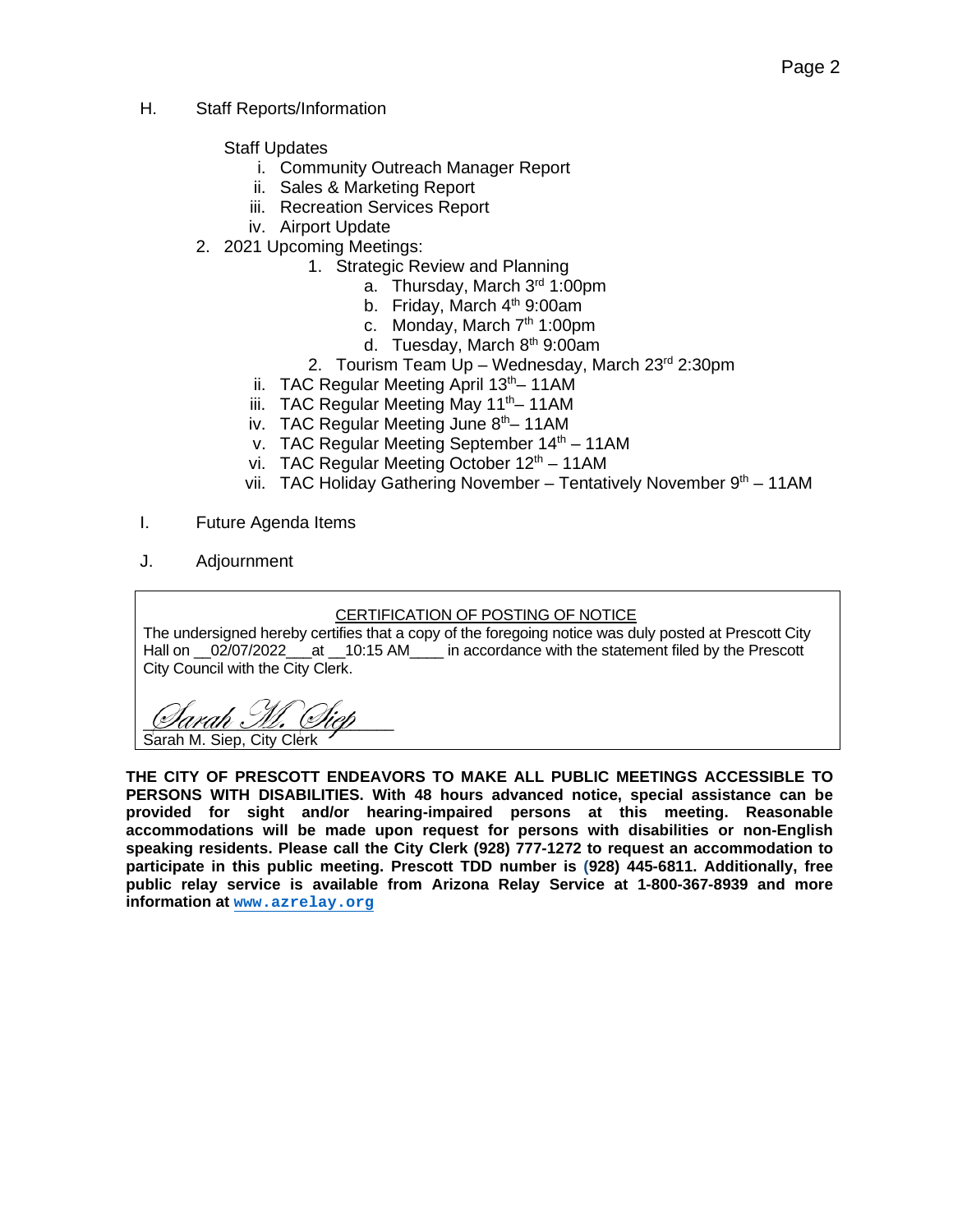H. Staff Reports/Information

Staff Updates

i. Community Outreach Manager Report
ii. Sales & Marketing Report
iii. Recreation Services Report
iv. Airport Update

2. 2021 Upcoming Meetings:
    1. Strategic Review and Planning
        a. Thursday, March 3rd 1:00pm
        b. Friday, March 4th 9:00am
        c. Monday, March 7th 1:00pm
        d. Tuesday, March 8th 9:00am
    2. Tourism Team Up – Wednesday, March 23rd 2:30pm

ii. TAC Regular Meeting April 13th– 11AM
iii. TAC Regular Meeting May 11th– 11AM
iv. TAC Regular Meeting June 8th– 11AM
v. TAC Regular Meeting September 14th – 11AM
vi. TAC Regular Meeting October 12th – 11AM
vii. TAC Holiday Gathering November – Tentatively November 9th – 11AM

I. Future Agenda Items

J. Adjournment

CERTIFICATION OF POSTING OF NOTICE

The undersigned hereby certifies that a copy of the foregoing notice was duly posted at Prescott City Hall on __02/07/2022___at __10:15 AM____ in accordance with the statement filed by the Prescott City Council with the City Clerk.

Sarah M. Siep

Sarah M. Siep, City Clerk

**THE CITY OF PRESCOTT ENDEAVORS TO MAKE ALL PUBLIC MEETINGS ACCESSIBLE TO PERSONS WITH DISABILITIES. With 48 hours advanced notice, special assistance can be provided for sight and/or hearing-impaired persons at this meeting. Reasonable accommodations will be made upon request for persons with disabilities or non-English speaking residents. Please call the City Clerk (928) 777-1272 to request an accommodation to participate in this public meeting. Prescott TDD number is (928) 445-6811. Additionally, free public relay service is available from Arizona Relay Service at 1-800-367-8939 and more information at www.azrelay.org**